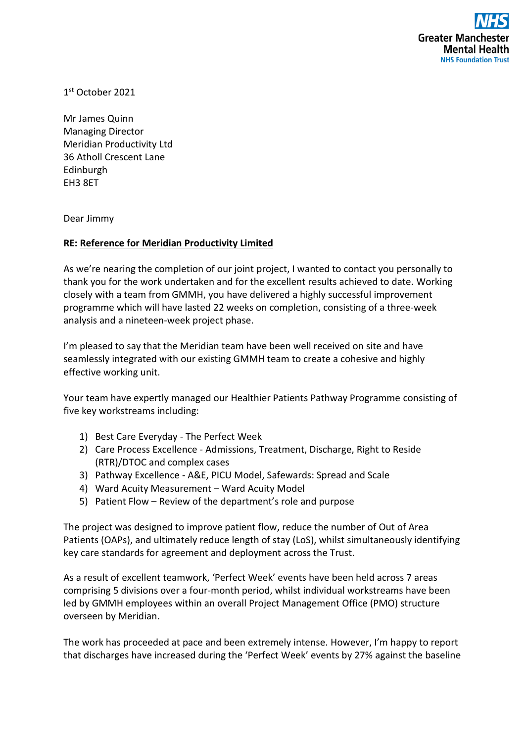NHS
Greater Manchester
Mental Health
NHS Foundation Trust

1st October 2021

Mr James Quinn
Managing Director
Meridian Productivity Ltd
36 Atholl Crescent Lane
Edinburgh
EH3 8ET

Dear Jimmy

**RE: Reference for Meridian Productivity Limited**

As we're nearing the completion of our joint project, I wanted to contact you personally to thank you for the work undertaken and for the excellent results achieved to date. Working closely with a team from GMMH, you have delivered a highly successful improvement programme which will have lasted 22 weeks on completion, consisting of a three-week analysis and a nineteen-week project phase.

I'm pleased to say that the Meridian team have been well received on site and have seamlessly integrated with our existing GMMH team to create a cohesive and highly effective working unit.

Your team have expertly managed our Healthier Patients Pathway Programme consisting of five key workstreams including:

1) Best Care Everyday - The Perfect Week
2) Care Process Excellence - Admissions, Treatment, Discharge, Right to Reside (RTR)/DTOC and complex cases
3) Pathway Excellence - A&E, PICU Model, Safewards: Spread and Scale
4) Ward Acuity Measurement – Ward Acuity Model
5) Patient Flow – Review of the department's role and purpose

The project was designed to improve patient flow, reduce the number of Out of Area Patients (OAPs), and ultimately reduce length of stay (LoS), whilst simultaneously identifying key care standards for agreement and deployment across the Trust.

As a result of excellent teamwork, 'Perfect Week' events have been held across 7 areas comprising 5 divisions over a four-month period, whilst individual workstreams have been led by GMMH employees within an overall Project Management Office (PMO) structure overseen by Meridian.

The work has proceeded at pace and been extremely intense. However, I'm happy to report that discharges have increased during the 'Perfect Week' events by 27% against the baseline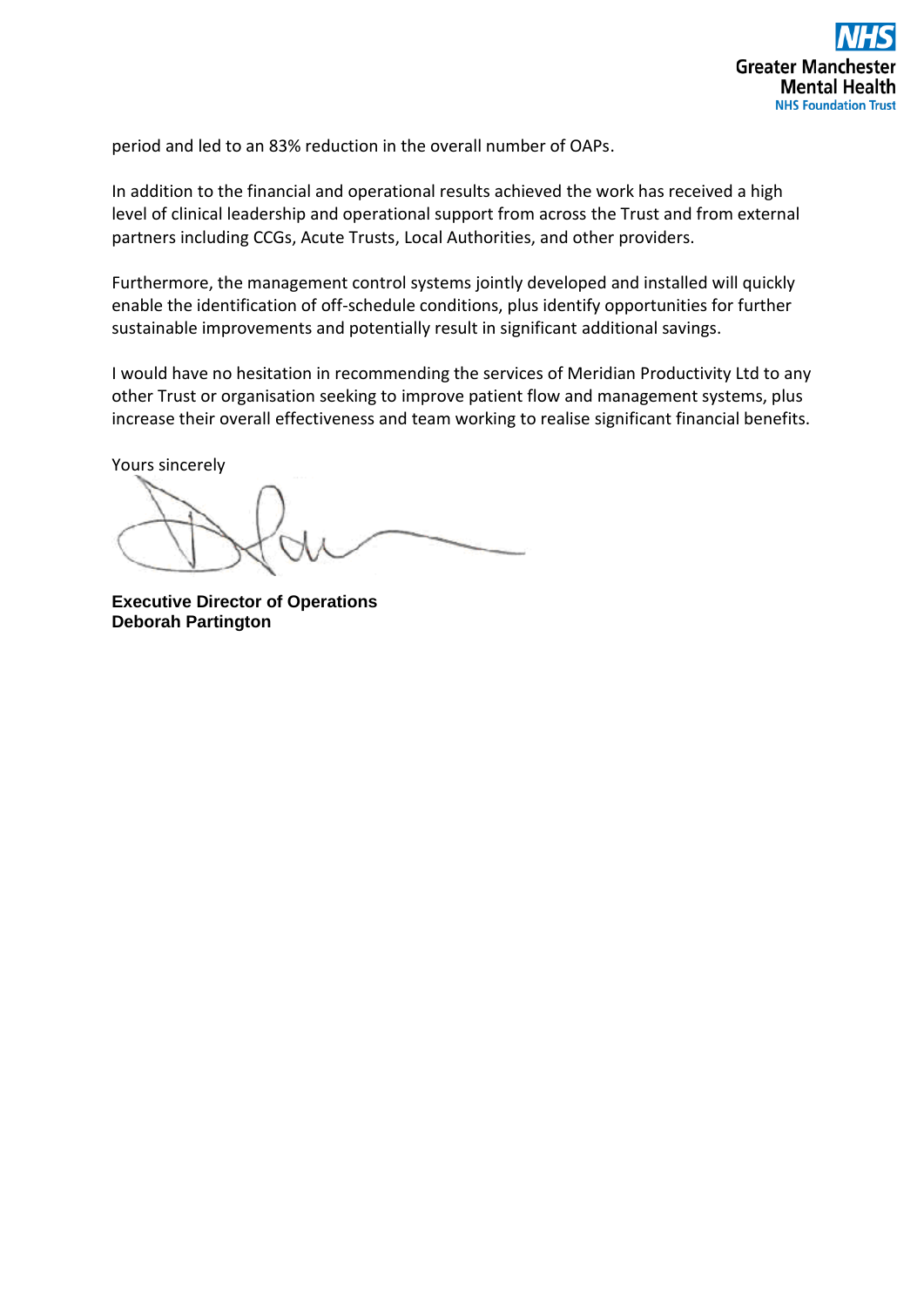period and led to an 83% reduction in the overall number of OAPs.

In addition to the financial and operational results achieved the work has received a high level of clinical leadership and operational support from across the Trust and from external partners including CCGs, Acute Trusts, Local Authorities, and other providers.

Furthermore, the management control systems jointly developed and installed will quickly enable the identification of off-schedule conditions, plus identify opportunities for further sustainable improvements and potentially result in significant additional savings.

I would have no hesitation in recommending the services of Meridian Productivity Ltd to any other Trust or organisation seeking to improve patient flow and management systems, plus increase their overall effectiveness and team working to realise significant financial benefits.

Yours sincerely

**Executive Director of Operations**
**Deborah Partington**